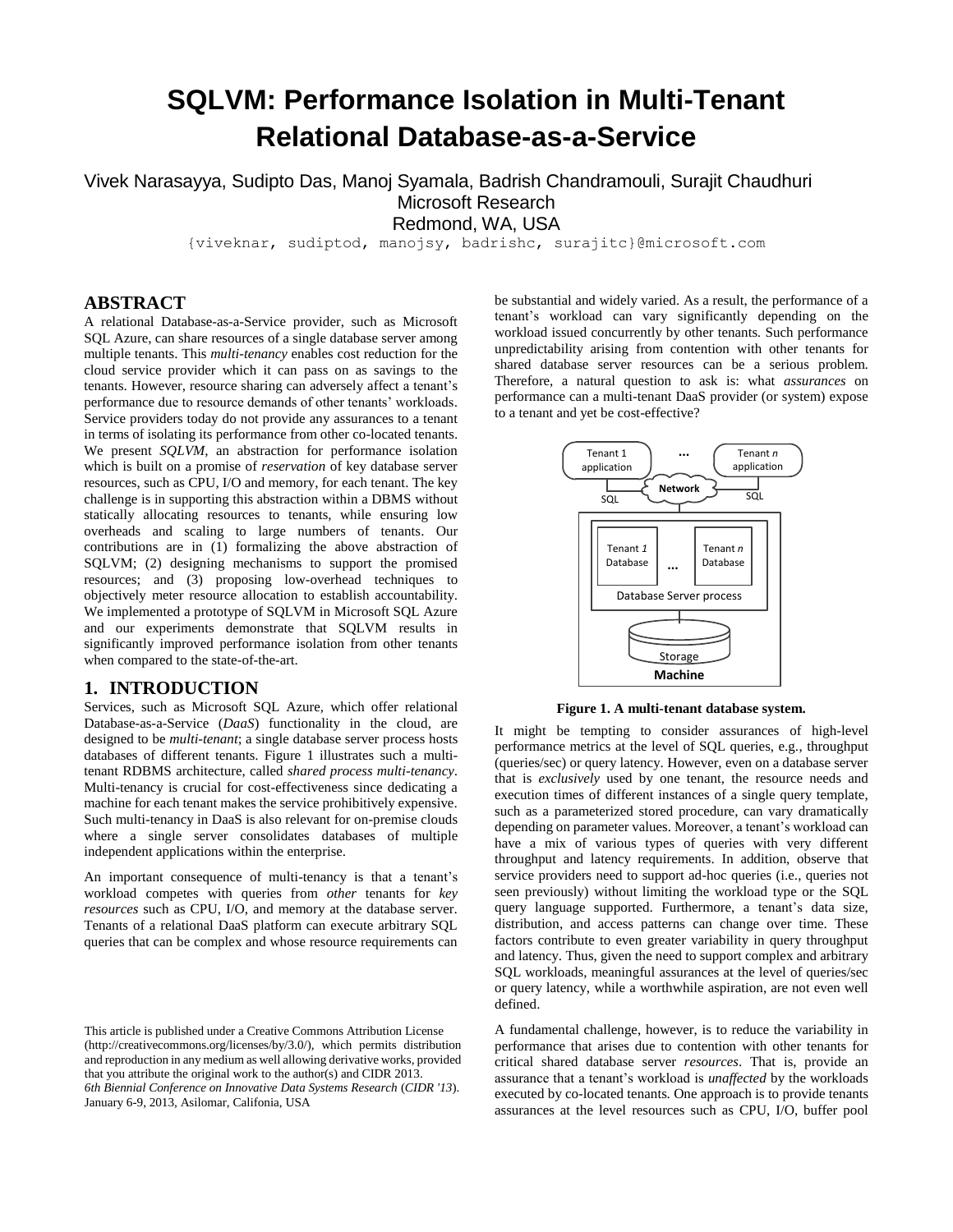# SQLVM: Performance Isolation in Multi-Tenant Relational Database-as-a-Service

Vivek Narasayya, Sudipto Das, Manoj Syamala, Badrish Chandramouli, Surajit Chaudhuri
Microsoft Research
Redmond, WA, USA
{viveknar, sudiptod, manojsy, badrishc, surajitc}@microsoft.com

## ABSTRACT

A relational Database-as-a-Service provider, such as Microsoft SQL Azure, can share resources of a single database server among multiple tenants. This *multi-tenancy* enables cost reduction for the cloud service provider which it can pass on as savings to the tenants. However, resource sharing can adversely affect a tenant's performance due to resource demands of other tenants' workloads. Service providers today do not provide any assurances to a tenant in terms of isolating its performance from other co-located tenants. We present *SQLVM*, an abstraction for performance isolation which is built on a promise of *reservation* of key database server resources, such as CPU, I/O and memory, for each tenant. The key challenge is in supporting this abstraction within a DBMS without statically allocating resources to tenants, while ensuring low overheads and scaling to large numbers of tenants. Our contributions are in (1) formalizing the above abstraction of SQLVM; (2) designing mechanisms to support the promised resources; and (3) proposing low-overhead techniques to objectively meter resource allocation to establish accountability. We implemented a prototype of SQLVM in Microsoft SQL Azure and our experiments demonstrate that SQLVM results in significantly improved performance isolation from other tenants when compared to the state-of-the-art.

## 1. INTRODUCTION

Services, such as Microsoft SQL Azure, which offer relational Database-as-a-Service (*DaaS*) functionality in the cloud, are designed to be *multi-tenant*; a single database server process hosts databases of different tenants. Figure 1 illustrates such a multi-tenant RDBMS architecture, called *shared process multi-tenancy*. Multi-tenancy is crucial for cost-effectiveness since dedicating a machine for each tenant makes the service prohibitively expensive. Such multi-tenancy in DaaS is also relevant for on-premise clouds where a single server consolidates databases of multiple independent applications within the enterprise.

An important consequence of multi-tenancy is that a tenant's workload competes with queries from *other* tenants for *key resources* such as CPU, I/O, and memory at the database server. Tenants of a relational DaaS platform can execute arbitrary SQL queries that can be complex and whose resource requirements can be substantial and widely varied. As a result, the performance of a tenant's workload can vary significantly depending on the workload issued concurrently by other tenants. Such performance unpredictability arising from contention with other tenants for shared database server resources can be a serious problem. Therefore, a natural question to ask is: what *assurances* on performance can a multi-tenant DaaS provider (or system) expose to a tenant and yet be cost-effective?

**Figure 1. A multi-tenant database system.**

It might be tempting to consider assurances of high-level performance metrics at the level of SQL queries, e.g., throughput (queries/sec) or query latency. However, even on a database server that is *exclusively* used by one tenant, the resource needs and execution times of different instances of a single query template, such as a parameterized stored procedure, can vary dramatically depending on parameter values. Moreover, a tenant's workload can have a mix of various types of queries with very different throughput and latency requirements. In addition, observe that service providers need to support ad-hoc queries (i.e., queries not seen previously) without limiting the workload type or the SQL query language supported. Furthermore, a tenant's data size, distribution, and access patterns can change over time. These factors contribute to even greater variability in query throughput and latency. Thus, given the need to support complex and arbitrary SQL workloads, meaningful assurances at the level of queries/sec or query latency, while a worthwhile aspiration, are not even well defined.

A fundamental challenge, however, is to reduce the variability in performance that arises due to contention with other tenants for critical shared database server *resources*. That is, provide an assurance that a tenant's workload is *unaffected* by the workloads executed by co-located tenants. One approach is to provide tenants assurances at the level resources such as CPU, I/O, buffer pool

This article is published under a Creative Commons Attribution License (http://creativecommons.org/licenses/by/3.0/), which permits distribution and reproduction in any medium as well allowing derivative works, provided that you attribute the original work to the author(s) and CIDR 2013.
*6th Biennial Conference on Innovative Data Systems Research* (*CIDR '13*). January 6-9, 2013, Asilomar, Califonia, USA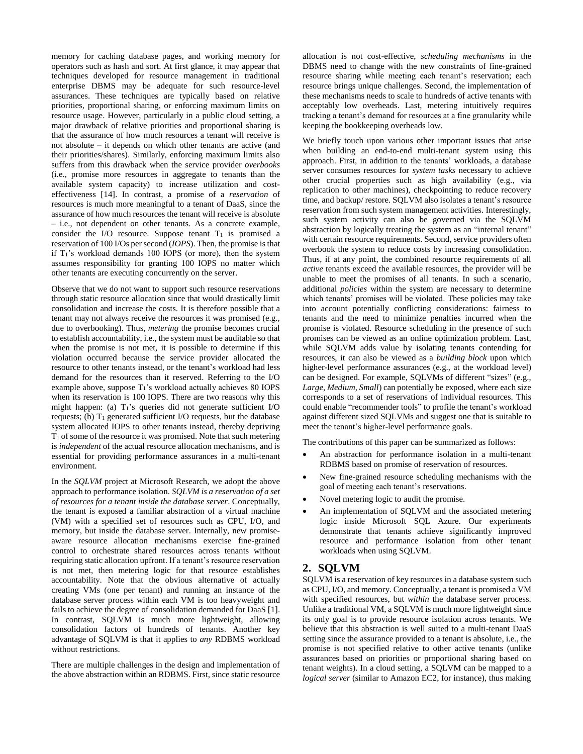memory for caching database pages, and working memory for operators such as hash and sort. At first glance, it may appear that techniques developed for resource management in traditional enterprise DBMS may be adequate for such resource-level assurances. These techniques are typically based on relative priorities, proportional sharing, or enforcing maximum limits on resource usage. However, particularly in a public cloud setting, a major drawback of relative priorities and proportional sharing is that the assurance of how much resources a tenant will receive is not absolute – it depends on which other tenants are active (and their priorities/shares). Similarly, enforcing maximum limits also suffers from this drawback when the service provider *overbooks* (i.e., promise more resources in aggregate to tenants than the available system capacity) to increase utilization and cost-effectiveness [14]. In contrast, a promise of a *reservation* of resources is much more meaningful to a tenant of DaaS, since the assurance of how much resources the tenant will receive is absolute – i.e., not dependent on other tenants. As a concrete example, consider the I/O resource. Suppose tenant $T_1$ is promised a reservation of 100 I/Os per second (*IOPS*). Then, the promise is that if $T_1$'s workload demands 100 IOPS (or more), then the system assumes responsibility for granting 100 IOPS no matter which other tenants are executing concurrently on the server.

Observe that we do not want to support such resource reservations through static resource allocation since that would drastically limit consolidation and increase the costs. It is therefore possible that a tenant may not always receive the resources it was promised (e.g., due to overbooking). Thus, *metering* the promise becomes crucial to establish accountability, i.e., the system must be auditable so that when the promise is not met, it is possible to determine if this violation occurred because the service provider allocated the resource to other tenants instead, or the tenant's workload had less demand for the resources than it reserved. Referring to the I/O example above, suppose $T_1$'s workload actually achieves 80 IOPS when its reservation is 100 IOPS. There are two reasons why this might happen: (a) $T_1$'s queries did not generate sufficient I/O requests; (b) $T_1$ generated sufficient I/O requests, but the database system allocated IOPS to other tenants instead, thereby depriving $T_1$ of some of the resource it was promised. Note that such metering is *independent* of the actual resource allocation mechanisms, and is essential for providing performance assurances in a multi-tenant environment.

In the *SQLVM* project at Microsoft Research, we adopt the above approach to performance isolation. *SQLVM is a reservation of a set of resources for a tenant inside the database server*. Conceptually, the tenant is exposed a familiar abstraction of a virtual machine (VM) with a specified set of resources such as CPU, I/O, and memory, but inside the database server. Internally, new promise-aware resource allocation mechanisms exercise fine-grained control to orchestrate shared resources across tenants without requiring static allocation upfront. If a tenant's resource reservation is not met, then metering logic for that resource establishes accountability. Note that the obvious alternative of actually creating VMs (one per tenant) and running an instance of the database server process within each VM is too heavyweight and fails to achieve the degree of consolidation demanded for DaaS [1]. In contrast, SQLVM is much more lightweight, allowing consolidation factors of hundreds of tenants. Another key advantage of SQLVM is that it applies to *any* RDBMS workload without restrictions.

There are multiple challenges in the design and implementation of the above abstraction within an RDBMS. First, since static resource allocation is not cost-effective, *scheduling mechanisms* in the DBMS need to change with the new constraints of fine-grained resource sharing while meeting each tenant's reservation; each resource brings unique challenges. Second, the implementation of these mechanisms needs to scale to hundreds of active tenants with acceptably low overheads. Last, metering intuitively requires tracking a tenant's demand for resources at a fine granularity while keeping the bookkeeping overheads low.

We briefly touch upon various other important issues that arise when building an end-to-end multi-tenant system using this approach. First, in addition to the tenants' workloads, a database server consumes resources for *system tasks* necessary to achieve other crucial properties such as high availability (e.g., via replication to other machines), checkpointing to reduce recovery time, and backup/ restore. SQLVM also isolates a tenant's resource reservation from such system management activities. Interestingly, such system activity can also be governed via the SQLVM abstraction by logically treating the system as an "internal tenant" with certain resource requirements. Second, service providers often overbook the system to reduce costs by increasing consolidation. Thus, if at any point, the combined resource requirements of all *active* tenants exceed the available resources, the provider will be unable to meet the promises of all tenants. In such a scenario, additional *policies* within the system are necessary to determine which tenants' promises will be violated. These policies may take into account potentially conflicting considerations: fairness to tenants and the need to minimize penalties incurred when the promise is violated. Resource scheduling in the presence of such promises can be viewed as an online optimization problem. Last, while SQLVM adds value by isolating tenants contending for resources, it can also be viewed as a *building block* upon which higher-level performance assurances (e.g., at the workload level) can be designed. For example, SQLVMs of different "sizes" (e.g., *Large*, *Medium*, *Small*) can potentially be exposed, where each size corresponds to a set of reservations of individual resources. This could enable "recommender tools" to profile the tenant's workload against different sized SQLVMs and suggest one that is suitable to meet the tenant's higher-level performance goals.

The contributions of this paper can be summarized as follows:

- An abstraction for performance isolation in a multi-tenant RDBMS based on promise of reservation of resources.
- New fine-grained resource scheduling mechanisms with the goal of meeting each tenant's reservations.
- Novel metering logic to audit the promise.
- An implementation of SQLVM and the associated metering logic inside Microsoft SQL Azure. Our experiments demonstrate that tenants achieve significantly improved resource and performance isolation from other tenant workloads when using SQLVM.

## 2. SQLVM

SQLVM is a reservation of key resources in a database system such as CPU, I/O, and memory. Conceptually, a tenant is promised a VM with specified resources, but *within* the database server process. Unlike a traditional VM, a SQLVM is much more lightweight since its only goal is to provide resource isolation across tenants. We believe that this abstraction is well suited to a multi-tenant DaaS setting since the assurance provided to a tenant is absolute, i.e., the promise is not specified relative to other active tenants (unlike assurances based on priorities or proportional sharing based on tenant weights). In a cloud setting, a SQLVM can be mapped to a *logical server* (similar to Amazon EC2, for instance), thus making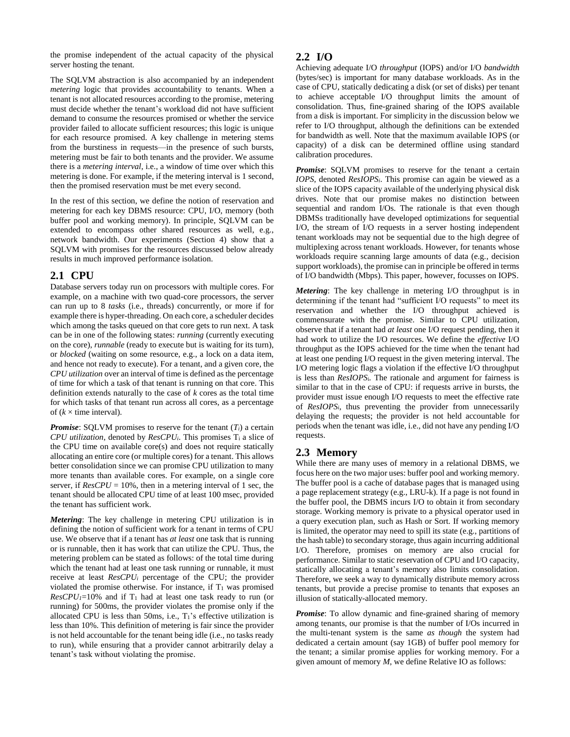the promise independent of the actual capacity of the physical server hosting the tenant.

The SQLVM abstraction is also accompanied by an independent *metering* logic that provides accountability to tenants. When a tenant is not allocated resources according to the promise, metering must decide whether the tenant's workload did not have sufficient demand to consume the resources promised or whether the service provider failed to allocate sufficient resources; this logic is unique for each resource promised. A key challenge in metering stems from the burstiness in requests—in the presence of such bursts, metering must be fair to both tenants and the provider. We assume there is a *metering interval*, i.e., a window of time over which this metering is done. For example, if the metering interval is 1 second, then the promised reservation must be met every second.

In the rest of this section, we define the notion of reservation and metering for each key DBMS resource: CPU, I/O, memory (both buffer pool and working memory). In principle, SQLVM can be extended to encompass other shared resources as well, e.g., network bandwidth. Our experiments (Section 4) show that a SQLVM with promises for the resources discussed below already results in much improved performance isolation.

## 2.1 CPU

Database servers today run on processors with multiple cores. For example, on a machine with two quad-core processors, the server can run up to 8 *tasks* (i.e., threads) concurrently, or more if for example there is hyper-threading. On each core, a scheduler decides which among the tasks queued on that core gets to run next. A task can be in one of the following states: *running* (currently executing on the core), *runnable* (ready to execute but is waiting for its turn), or *blocked* (waiting on some resource, e.g., a lock on a data item, and hence not ready to execute). For a tenant, and a given core, the *CPU utilization* over an interval of time is defined as the percentage of time for which a task of that tenant is running on that core. This definition extends naturally to the case of $k$ cores as the total time for which tasks of that tenant run across all cores, as a percentage of ($k \times$ time interval).

***Promise***: SQLVM promises to reserve for the tenant ($T_i$) a certain *CPU utilization*, denoted by $ResCPU_i$. This promises $T_i$ a slice of the CPU time on available core(s) and does not require statically allocating an entire core (or multiple cores) for a tenant. This allows better consolidation since we can promise CPU utilization to many more tenants than available cores. For example, on a single core server, if $ResCPU = 10\%$, then in a metering interval of 1 sec, the tenant should be allocated CPU time of at least 100 msec, provided the tenant has sufficient work.

***Metering***: The key challenge in metering CPU utilization is in defining the notion of sufficient work for a tenant in terms of CPU use. We observe that if a tenant has *at least* one task that is running or is runnable, then it has work that can utilize the CPU. Thus, the metering problem can be stated as follows: of the total time during which the tenant had at least one task running or runnable, it must receive at least $ResCPU_i$ percentage of the CPU; the provider violated the promise otherwise. For instance, if $T_1$ was promised $ResCPU_1$=10% and if $T_1$ had at least one task ready to run (or running) for 500ms, the provider violates the promise only if the allocated CPU is less than 50ms, i.e., $T_1$'s effective utilization is less than 10%. This definition of metering is fair since the provider is not held accountable for the tenant being idle (i.e., no tasks ready to run), while ensuring that a provider cannot arbitrarily delay a tenant's task without violating the promise.

## 2.2 I/O

Achieving adequate I/O *throughput* (IOPS) and/or I/O *bandwidth* (bytes/sec) is important for many database workloads. As in the case of CPU, statically dedicating a disk (or set of disks) per tenant to achieve acceptable I/O throughput limits the amount of consolidation. Thus, fine-grained sharing of the IOPS available from a disk is important. For simplicity in the discussion below we refer to I/O throughput, although the definitions can be extended for bandwidth as well. Note that the maximum available IOPS (or capacity) of a disk can be determined offline using standard calibration procedures.

***Promise***: SQLVM promises to reserve for the tenant a certain *IOPS*, denoted $ResIOPS_i$. This promise can again be viewed as a slice of the IOPS capacity available of the underlying physical disk drives. Note that our promise makes no distinction between sequential and random I/Os. The rationale is that even though DBMSs traditionally have developed optimizations for sequential I/O, the stream of I/O requests in a server hosting independent tenant workloads may not be sequential due to the high degree of multiplexing across tenant workloads. However, for tenants whose workloads require scanning large amounts of data (e.g., decision support workloads), the promise can in principle be offered in terms of I/O bandwidth (Mbps). This paper, however, focusses on IOPS.

***Metering***: The key challenge in metering I/O throughput is in determining if the tenant had "sufficient I/O requests" to meet its reservation and whether the I/O throughput achieved is commensurate with the promise. Similar to CPU utilization, observe that if a tenant had *at least* one I/O request pending, then it had work to utilize the I/O resources. We define the *effective* I/O throughput as the IOPS achieved for the time when the tenant had at least one pending I/O request in the given metering interval. The I/O metering logic flags a violation if the effective I/O throughput is less than $ResIOPS_i$. The rationale and argument for fairness is similar to that in the case of CPU: if requests arrive in bursts, the provider must issue enough I/O requests to meet the effective rate of $ResIOPS_i$, thus preventing the provider from unnecessarily delaying the requests; the provider is not held accountable for periods when the tenant was idle, i.e., did not have any pending I/O requests.

## 2.3 Memory

While there are many uses of memory in a relational DBMS, we focus here on the two major uses: buffer pool and working memory. The buffer pool is a cache of database pages that is managed using a page replacement strategy (e.g., LRU-k). If a page is not found in the buffer pool, the DBMS incurs I/O to obtain it from secondary storage. Working memory is private to a physical operator used in a query execution plan, such as Hash or Sort. If working memory is limited, the operator may need to spill its state (e.g., partitions of the hash table) to secondary storage, thus again incurring additional I/O. Therefore, promises on memory are also crucial for performance. Similar to static reservation of CPU and I/O capacity, statically allocating a tenant's memory also limits consolidation. Therefore, we seek a way to dynamically distribute memory across tenants, but provide a precise promise to tenants that exposes an illusion of statically-allocated memory.

***Promise***: To allow dynamic and fine-grained sharing of memory among tenants, our promise is that the number of I/Os incurred in the multi-tenant system is the same *as though* the system had dedicated a certain amount (say 1GB) of buffer pool memory for the tenant; a similar promise applies for working memory. For a given amount of memory $M$, we define Relative IO as follows: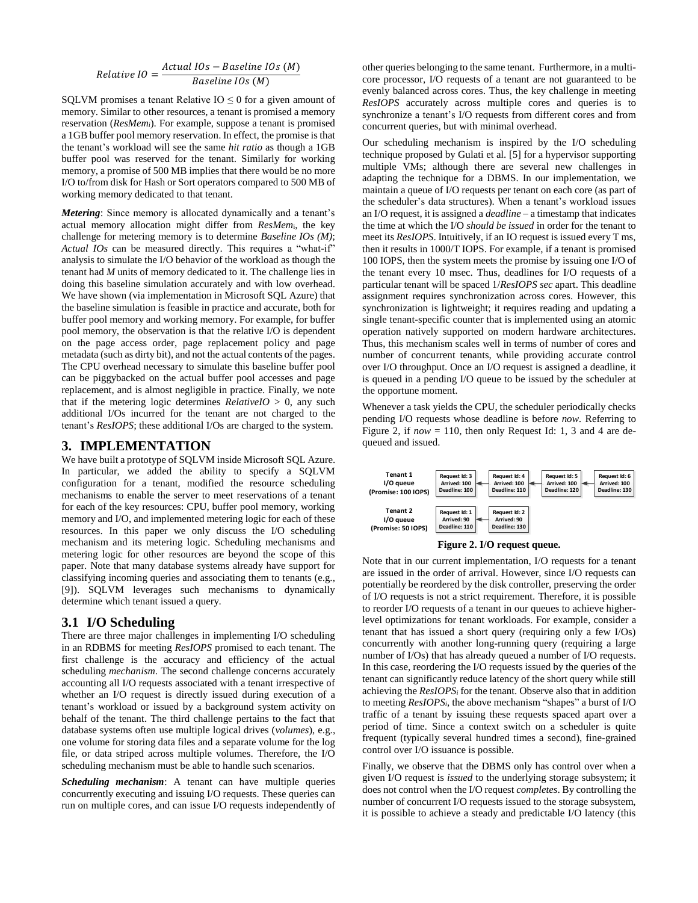$$Relative\ IO = \frac{Actual\ IOs - Baseline\ IOs\ (M)}{Baseline\ IOs\ (M)}$$

SQLVM promises a tenant Relative IO $\leq 0$ for a given amount of memory. Similar to other resources, a tenant is promised a memory reservation ($ResMem_i$). For example, suppose a tenant is promised a 1GB buffer pool memory reservation. In effect, the promise is that the tenant's workload will see the same *hit ratio* as though a 1GB buffer pool was reserved for the tenant. Similarly for working memory, a promise of 500 MB implies that there would be no more I/O to/from disk for Hash or Sort operators compared to 500 MB of working memory dedicated to that tenant.

***Metering***: Since memory is allocated dynamically and a tenant's actual memory allocation might differ from $ResMem_i$, the key challenge for metering memory is to determine *Baseline IOs (M)*; *Actual IOs* can be measured directly. This requires a "what-if" analysis to simulate the I/O behavior of the workload as though the tenant had *M* units of memory dedicated to it. The challenge lies in doing this baseline simulation accurately and with low overhead. We have shown (via implementation in Microsoft SQL Azure) that the baseline simulation is feasible in practice and accurate, both for buffer pool memory and working memory. For example, for buffer pool memory, the observation is that the relative I/O is dependent on the page access order, page replacement policy and page metadata (such as dirty bit), and not the actual contents of the pages. The CPU overhead necessary to simulate this baseline buffer pool can be piggybacked on the actual buffer pool accesses and page replacement, and is almost negligible in practice. Finally, we note that if the metering logic determines $RelativeIO > 0$, any such additional I/Os incurred for the tenant are not charged to the tenant's *ResIOPS*; these additional I/Os are charged to the system.

# 3. IMPLEMENTATION

We have built a prototype of SQLVM inside Microsoft SQL Azure. In particular, we added the ability to specify a SQLVM configuration for a tenant, modified the resource scheduling mechanisms to enable the server to meet reservations of a tenant for each of the key resources: CPU, buffer pool memory, working memory and I/O, and implemented metering logic for each of these resources. In this paper we only discuss the I/O scheduling mechanism and its metering logic. Scheduling mechanisms and metering logic for other resources are beyond the scope of this paper. Note that many database systems already have support for classifying incoming queries and associating them to tenants (e.g., [9]). SQLVM leverages such mechanisms to dynamically determine which tenant issued a query.

## 3.1 I/O Scheduling

There are three major challenges in implementing I/O scheduling in an RDBMS for meeting *ResIOPS* promised to each tenant. The first challenge is the accuracy and efficiency of the actual scheduling *mechanism*. The second challenge concerns accurately accounting all I/O requests associated with a tenant irrespective of whether an I/O request is directly issued during execution of a tenant's workload or issued by a background system activity on behalf of the tenant. The third challenge pertains to the fact that database systems often use multiple logical drives (*volumes*), e.g., one volume for storing data files and a separate volume for the log file, or data striped across multiple volumes. Therefore, the I/O scheduling mechanism must be able to handle such scenarios.

***Scheduling mechanism***: A tenant can have multiple queries concurrently executing and issuing I/O requests. These queries can run on multiple cores, and can issue I/O requests independently of other queries belonging to the same tenant. Furthermore, in a multi-core processor, I/O requests of a tenant are not guaranteed to be evenly balanced across cores. Thus, the key challenge in meeting *ResIOPS* accurately across multiple cores and queries is to synchronize a tenant's I/O requests from different cores and from concurrent queries, but with minimal overhead.

Our scheduling mechanism is inspired by the I/O scheduling technique proposed by Gulati et al. [5] for a hypervisor supporting multiple VMs; although there are several new challenges in adapting the technique for a DBMS. In our implementation, we maintain a queue of I/O requests per tenant on each core (as part of the scheduler's data structures). When a tenant's workload issues an I/O request, it is assigned a *deadline* – a timestamp that indicates the time at which the I/O *should be issued* in order for the tenant to meet its *ResIOPS*. Intuitively, if an IO request is issued every T ms, then it results in 1000/T IOPS. For example, if a tenant is promised 100 IOPS, then the system meets the promise by issuing one I/O of the tenant every 10 msec. Thus, deadlines for I/O requests of a particular tenant will be spaced 1/*ResIOPS sec* apart. This deadline assignment requires synchronization across cores. However, this synchronization is lightweight; it requires reading and updating a single tenant-specific counter that is implemented using an atomic operation natively supported on modern hardware architectures. Thus, this mechanism scales well in terms of number of cores and number of concurrent tenants, while providing accurate control over I/O throughput. Once an I/O request is assigned a deadline, it is queued in a pending I/O queue to be issued by the scheduler at the opportune moment.

Whenever a task yields the CPU, the scheduler periodically checks pending I/O requests whose deadline is before *now*. Referring to Figure 2, if *now* = 110, then only Request Id: 1, 3 and 4 are de-queued and issued.

| Queue | | | | |
|---|---|---|---|---|
| Tenant 1 I/O queue (Promise: 100 IOPS) | Request Id: 3, Arrived: 100, Deadline: 100 | Request Id: 4, Arrived: 100, Deadline: 110 | Request Id: 5, Arrived: 100, Deadline: 120 | Request Id: 6, Arrived: 100, Deadline: 130 |
| Tenant 2 I/O queue (Promise: 50 IOPS) | Request Id: 1, Arrived: 90, Deadline: 110 | Request Id: 2, Arrived: 90, Deadline: 130 | | |

**Figure 2. I/O request queue.**

Note that in our current implementation, I/O requests for a tenant are issued in the order of arrival. However, since I/O requests can potentially be reordered by the disk controller, preserving the order of I/O requests is not a strict requirement. Therefore, it is possible to reorder I/O requests of a tenant in our queues to achieve higher-level optimizations for tenant workloads. For example, consider a tenant that has issued a short query (requiring only a few I/Os) concurrently with another long-running query (requiring a large number of I/Os) that has already queued a number of I/O requests. In this case, reordering the I/O requests issued by the queries of the tenant can significantly reduce latency of the short query while still achieving the $ResIOPS_i$ for the tenant. Observe also that in addition to meeting $ResIOPS_i$, the above mechanism "shapes" a burst of I/O traffic of a tenant by issuing these requests spaced apart over a period of time. Since a context switch on a scheduler is quite frequent (typically several hundred times a second), fine-grained control over I/O issuance is possible.

Finally, we observe that the DBMS only has control over when a given I/O request is *issued* to the underlying storage subsystem; it does not control when the I/O request *completes*. By controlling the number of concurrent I/O requests issued to the storage subsystem, it is possible to achieve a steady and predictable I/O latency (this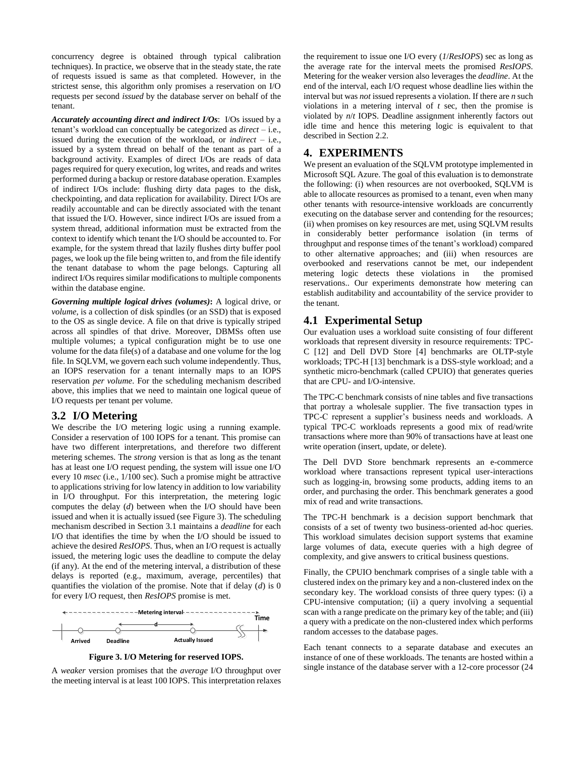concurrency degree is obtained through typical calibration techniques). In practice, we observe that in the steady state, the rate of requests issued is same as that completed. However, in the strictest sense, this algorithm only promises a reservation on I/O requests per second *issued* by the database server on behalf of the tenant.

***Accurately accounting direct and indirect I/Os***: I/Os issued by a tenant's workload can conceptually be categorized as *direct* – i.e., issued during the execution of the workload, or *indirect* – i.e., issued by a system thread on behalf of the tenant as part of a background activity. Examples of direct I/Os are reads of data pages required for query execution, log writes, and reads and writes performed during a backup or restore database operation. Examples of indirect I/Os include: flushing dirty data pages to the disk, checkpointing, and data replication for availability. Direct I/Os are readily accountable and can be directly associated with the tenant that issued the I/O. However, since indirect I/Os are issued from a system thread, additional information must be extracted from the context to identify which tenant the I/O should be accounted to. For example, for the system thread that lazily flushes dirty buffer pool pages, we look up the file being written to, and from the file identify the tenant database to whom the page belongs. Capturing all indirect I/Os requires similar modifications to multiple components within the database engine.

***Governing multiple logical drives (volumes)*:** A logical drive, or *volume*, is a collection of disk spindles (or an SSD) that is exposed to the OS as single device. A file on that drive is typically striped across all spindles of that drive. Moreover, DBMSs often use multiple volumes; a typical configuration might be to use one volume for the data file(s) of a database and one volume for the log file. In SQLVM, we govern each such volume independently. Thus, an IOPS reservation for a tenant internally maps to an IOPS reservation *per volume*. For the scheduling mechanism described above, this implies that we need to maintain one logical queue of I/O requests per tenant per volume.

## 3.2 I/O Metering

We describe the I/O metering logic using a running example. Consider a reservation of 100 IOPS for a tenant. This promise can have two different interpretations, and therefore two different metering schemes. The *strong* version is that as long as the tenant has at least one I/O request pending, the system will issue one I/O every 10 *msec* (i.e., 1/100 sec). Such a promise might be attractive to applications striving for low latency in addition to low variability in I/O throughput. For this interpretation, the metering logic computes the delay ($d$) between when the I/O should have been issued and when it is actually issued (see Figure 3). The scheduling mechanism described in Section 3.1 maintains a *deadline* for each I/O that identifies the time by when the I/O should be issued to achieve the desired *ResIOPS*. Thus, when an I/O request is actually issued, the metering logic uses the deadline to compute the delay (if any). At the end of the metering interval, a distribution of these delays is reported (e.g., maximum, average, percentiles) that quantifies the violation of the promise. Note that if delay ($d$) is 0 for every I/O request, then *ResIOPS* promise is met.

**Figure 3. I/O Metering for reserved IOPS.**

A *weaker* version promises that the *average* I/O throughput over the meeting interval is at least 100 IOPS. This interpretation relaxes the requirement to issue one I/O every (*1*/*ResIOPS*) sec as long as the average rate for the interval meets the promised *ResIOPS*. Metering for the weaker version also leverages the *deadline*. At the end of the interval, each I/O request whose deadline lies within the interval but was *not* issued represents a violation. If there are $n$ such violations in a metering interval of $t$ sec, then the promise is violated by $n/t$ IOPS. Deadline assignment inherently factors out idle time and hence this metering logic is equivalent to that described in Section 2.2.

# 4. EXPERIMENTS

We present an evaluation of the SQLVM prototype implemented in Microsoft SQL Azure. The goal of this evaluation is to demonstrate the following: (i) when resources are not overbooked, SQLVM is able to allocate resources as promised to a tenant, even when many other tenants with resource-intensive workloads are concurrently executing on the database server and contending for the resources; (ii) when promises on key resources are met, using SQLVM results in considerably better performance isolation (in terms of throughput and response times of the tenant's workload) compared to other alternative approaches; and (iii) when resources are overbooked and reservations cannot be met, our independent metering logic detects these violations in the promised reservations.. Our experiments demonstrate how metering can establish auditability and accountability of the service provider to the tenant.

## 4.1 Experimental Setup

Our evaluation uses a workload suite consisting of four different workloads that represent diversity in resource requirements: TPC-C [12] and Dell DVD Store [4] benchmarks are OLTP-style workloads; TPC-H [13] benchmark is a DSS-style workload; and a synthetic micro-benchmark (called CPUIO) that generates queries that are CPU- and I/O-intensive.

The TPC-C benchmark consists of nine tables and five transactions that portray a wholesale supplier. The five transaction types in TPC-C represent a supplier's business needs and workloads. A typical TPC-C workloads represents a good mix of read/write transactions where more than 90% of transactions have at least one write operation (insert, update, or delete).

The Dell DVD Store benchmark represents an e-commerce workload where transactions represent typical user-interactions such as logging-in, browsing some products, adding items to an order, and purchasing the order. This benchmark generates a good mix of read and write transactions.

The TPC-H benchmark is a decision support benchmark that consists of a set of twenty two business-oriented ad-hoc queries. This workload simulates decision support systems that examine large volumes of data, execute queries with a high degree of complexity, and give answers to critical business questions.

Finally, the CPUIO benchmark comprises of a single table with a clustered index on the primary key and a non-clustered index on the secondary key. The workload consists of three query types: (i) a CPU-intensive computation; (ii) a query involving a sequential scan with a range predicate on the primary key of the table; and (iii) a query with a predicate on the non-clustered index which performs random accesses to the database pages.

Each tenant connects to a separate database and executes an instance of one of these workloads. The tenants are hosted within a single instance of the database server with a 12-core processor (24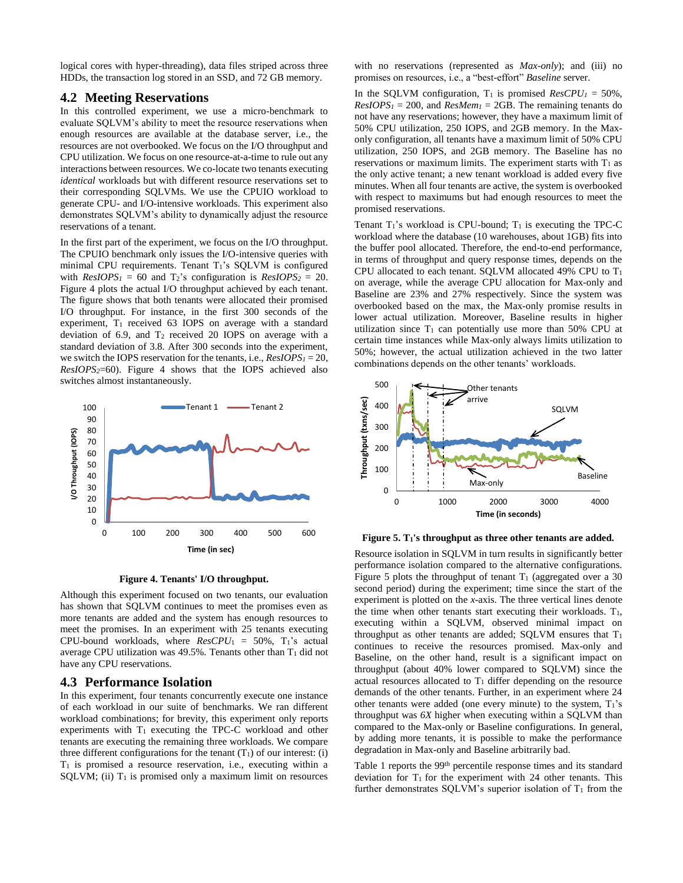logical cores with hyper-threading), data files striped across three HDDs, the transaction log stored in an SSD, and 72 GB memory.

## 4.2 Meeting Reservations

In this controlled experiment, we use a micro-benchmark to evaluate SQLVM's ability to meet the resource reservations when enough resources are available at the database server, i.e., the resources are not overbooked. We focus on the I/O throughput and CPU utilization. We focus on one resource-at-a-time to rule out any interactions between resources. We co-locate two tenants executing *identical* workloads but with different resource reservations set to their corresponding SQLVMs. We use the CPUIO workload to generate CPU- and I/O-intensive workloads. This experiment also demonstrates SQLVM's ability to dynamically adjust the resource reservations of a tenant.

In the first part of the experiment, we focus on the I/O throughput. The CPUIO benchmark only issues the I/O-intensive queries with minimal CPU requirements. Tenant $T_1$'s SQLVM is configured with $ResIOPS_1$ = 60 and $T_2$'s configuration is $ResIOPS_2$ = 20. Figure 4 plots the actual I/O throughput achieved by each tenant. The figure shows that both tenants were allocated their promised I/O throughput. For instance, in the first 300 seconds of the experiment, $T_1$ received 63 IOPS on average with a standard deviation of 6.9, and $T_2$ received 20 IOPS on average with a standard deviation of 3.8. After 300 seconds into the experiment, we switch the IOPS reservation for the tenants, i.e., $ResIOPS_1$ = 20, $ResIOPS_2$=60). Figure 4 shows that the IOPS achieved also switches almost instantaneously.

**Figure 4. Tenants' I/O throughput.**

Although this experiment focused on two tenants, our evaluation has shown that SQLVM continues to meet the promises even as more tenants are added and the system has enough resources to meet the promises. In an experiment with 25 tenants executing CPU-bound workloads, where $ResCPU_1$ = 50%, $T_1$'s actual average CPU utilization was 49.5%. Tenants other than $T_1$ did not have any CPU reservations.

## 4.3 Performance Isolation

In this experiment, four tenants concurrently execute one instance of each workload in our suite of benchmarks. We ran different workload combinations; for brevity, this experiment only reports experiments with $T_1$ executing the TPC-C workload and other tenants are executing the remaining three workloads. We compare three different configurations for the tenant ($T_1$) of our interest: (i) $T_1$ is promised a resource reservation, i.e., executing within a SQLVM; (ii) $T_1$ is promised only a maximum limit on resources with no reservations (represented as *Max-only*); and (iii) no promises on resources, i.e., a "best-effort" *Baseline* server.

In the SQLVM configuration, $T_1$ is promised $ResCPU_1$ = 50%, $ResIOPS_1$ = 200, and $ResMem_1$ = 2GB. The remaining tenants do not have any reservations; however, they have a maximum limit of 50% CPU utilization, 250 IOPS, and 2GB memory. In the Max-only configuration, all tenants have a maximum limit of 50% CPU utilization, 250 IOPS, and 2GB memory. The Baseline has no reservations or maximum limits. The experiment starts with $T_1$ as the only active tenant; a new tenant workload is added every five minutes. When all four tenants are active, the system is overbooked with respect to maximums but had enough resources to meet the promised reservations.

Tenant $T_1$'s workload is CPU-bound; $T_1$ is executing the TPC-C workload where the database (10 warehouses, about 1GB) fits into the buffer pool allocated. Therefore, the end-to-end performance, in terms of throughput and query response times, depends on the CPU allocated to each tenant. SQLVM allocated 49% CPU to $T_1$ on average, while the average CPU allocation for Max-only and Baseline are 23% and 27% respectively. Since the system was overbooked based on the max, the Max-only promise results in lower actual utilization. Moreover, Baseline results in higher utilization since $T_1$ can potentially use more than 50% CPU at certain time instances while Max-only always limits utilization to 50%; however, the actual utilization achieved in the two latter combinations depends on the other tenants' workloads.

**Figure 5. $T_1$'s throughput as three other tenants are added.**

Resource isolation in SQLVM in turn results in significantly better performance isolation compared to the alternative configurations. Figure 5 plots the throughput of tenant $T_1$ (aggregated over a 30 second period) during the experiment; time since the start of the experiment is plotted on the *x*-axis. The three vertical lines denote the time when other tenants start executing their workloads. $T_1$, executing within a SQLVM, observed minimal impact on throughput as other tenants are added; SQLVM ensures that $T_1$ continues to receive the resources promised. Max-only and Baseline, on the other hand, result is a significant impact on throughput (about 40% lower compared to SQLVM) since the actual resources allocated to $T_1$ differ depending on the resource demands of the other tenants. Further, in an experiment where 24 other tenants were added (one every minute) to the system, $T_1$'s throughput was *6X* higher when executing within a SQLVM than compared to the Max-only or Baseline configurations. In general, by adding more tenants, it is possible to make the performance degradation in Max-only and Baseline arbitrarily bad.

Table 1 reports the 99th percentile response times and its standard deviation for $T_1$ for the experiment with 24 other tenants. This further demonstrates SQLVM's superior isolation of $T_1$ from the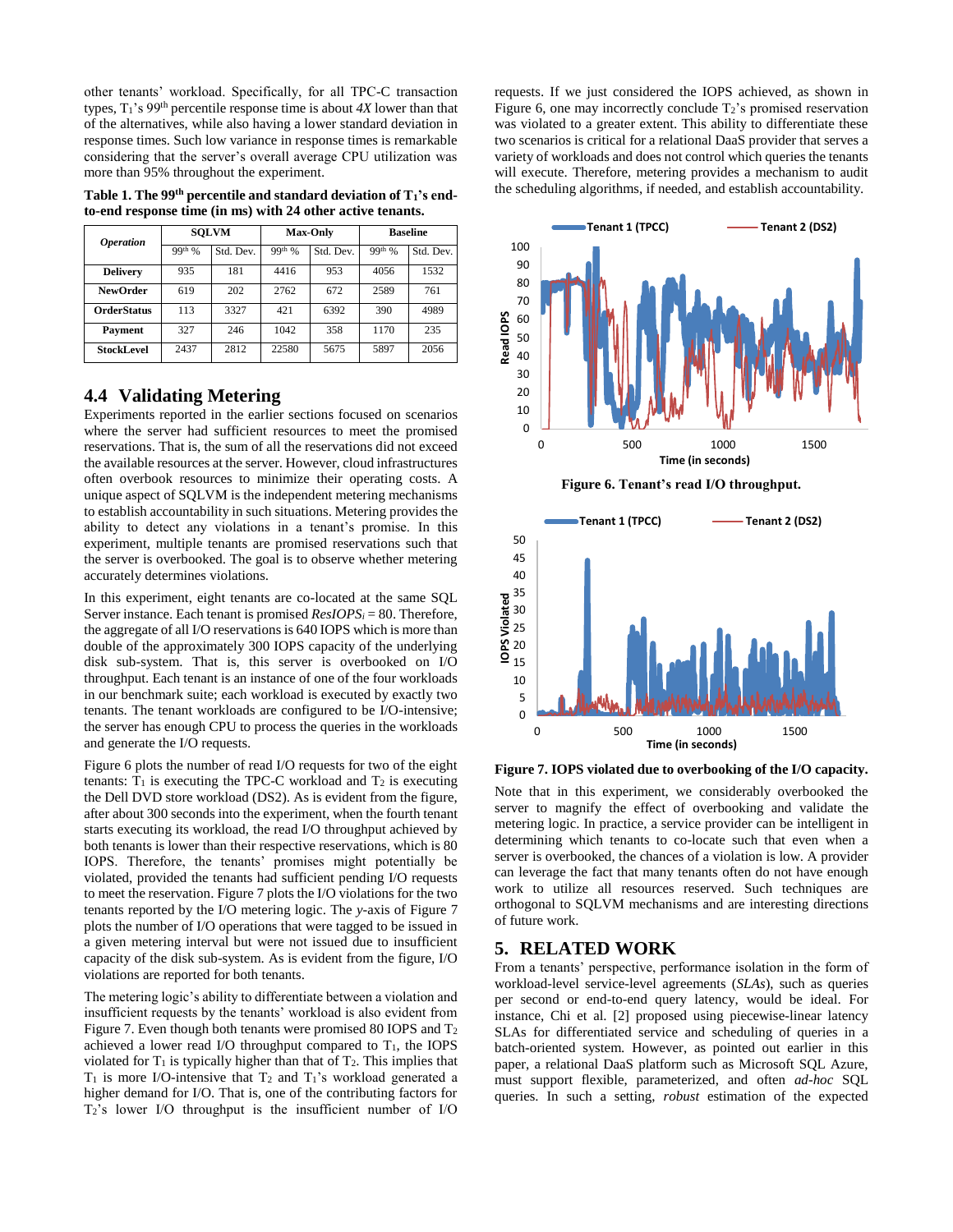other tenants' workload. Specifically, for all TPC-C transaction types, $T_1$'s 99[th] percentile response time is about *4X* lower than that of the alternatives, while also having a lower standard deviation in response times. Such low variance in response times is remarkable considering that the server's overall average CPU utilization was more than 95% throughout the experiment.

**Table 1. The 99th percentile and standard deviation of $T_1$'s end-to-end response time (in ms) with 24 other active tenants.**

| *Operation* | SQLVM | | Max-Only | | Baseline | |
|---|---|---|---|---|---|---|
| | 99th % | Std. Dev. | 99th % | Std. Dev. | 99th % | Std. Dev. |
| **Delivery** | 935 | 181 | 4416 | 953 | 4056 | 1532 |
| **NewOrder** | 619 | 202 | 2762 | 672 | 2589 | 761 |
| **OrderStatus** | 113 | 3327 | 421 | 6392 | 390 | 4989 |
| **Payment** | 327 | 246 | 1042 | 358 | 1170 | 235 |
| **StockLevel** | 2437 | 2812 | 22580 | 5675 | 5897 | 2056 |

## 4.4 Validating Metering

Experiments reported in the earlier sections focused on scenarios where the server had sufficient resources to meet the promised reservations. That is, the sum of all the reservations did not exceed the available resources at the server. However, cloud infrastructures often overbook resources to minimize their operating costs. A unique aspect of SQLVM is the independent metering mechanisms to establish accountability in such situations. Metering provides the ability to detect any violations in a tenant's promise. In this experiment, multiple tenants are promised reservations such that the server is overbooked. The goal is to observe whether metering accurately determines violations.

In this experiment, eight tenants are co-located at the same SQL Server instance. Each tenant is promised $ResIOPS_i = 80$. Therefore, the aggregate of all I/O reservations is 640 IOPS which is more than double of the approximately 300 IOPS capacity of the underlying disk sub-system. That is, this server is overbooked on I/O throughput. Each tenant is an instance of one of the four workloads in our benchmark suite; each workload is executed by exactly two tenants. The tenant workloads are configured to be I/O-intensive; the server has enough CPU to process the queries in the workloads and generate the I/O requests.

Figure 6 plots the number of read I/O requests for two of the eight tenants: $T_1$ is executing the TPC-C workload and $T_2$ is executing the Dell DVD store workload (DS2). As is evident from the figure, after about 300 seconds into the experiment, when the fourth tenant starts executing its workload, the read I/O throughput achieved by both tenants is lower than their respective reservations, which is 80 IOPS. Therefore, the tenants' promises might potentially be violated, provided the tenants had sufficient pending I/O requests to meet the reservation. Figure 7 plots the I/O violations for the two tenants reported by the I/O metering logic. The *y*-axis of Figure 7 plots the number of I/O operations that were tagged to be issued in a given metering interval but were not issued due to insufficient capacity of the disk sub-system. As is evident from the figure, I/O violations are reported for both tenants.

The metering logic's ability to differentiate between a violation and insufficient requests by the tenants' workload is also evident from Figure 7. Even though both tenants were promised 80 IOPS and $T_2$ achieved a lower read I/O throughput compared to $T_1$, the IOPS violated for $T_1$ is typically higher than that of $T_2$. This implies that $T_1$ is more I/O-intensive that $T_2$ and $T_1$'s workload generated a higher demand for I/O. That is, one of the contributing factors for $T_2$'s lower I/O throughput is the insufficient number of I/O requests. If we just considered the IOPS achieved, as shown in Figure 6, one may incorrectly conclude $T_2$'s promised reservation was violated to a greater extent. This ability to differentiate these two scenarios is critical for a relational DaaS provider that serves a variety of workloads and does not control which queries the tenants will execute. Therefore, metering provides a mechanism to audit the scheduling algorithms, if needed, and establish accountability.

**Figure 6. Tenant's read I/O throughput.**

**Figure 7. IOPS violated due to overbooking of the I/O capacity.**

Note that in this experiment, we considerably overbooked the server to magnify the effect of overbooking and validate the metering logic. In practice, a service provider can be intelligent in determining which tenants to co-locate such that even when a server is overbooked, the chances of a violation is low. A provider can leverage the fact that many tenants often do not have enough work to utilize all resources reserved. Such techniques are orthogonal to SQLVM mechanisms and are interesting directions of future work.

# 5. RELATED WORK

From a tenants' perspective, performance isolation in the form of workload-level service-level agreements (*SLAs*), such as queries per second or end-to-end query latency, would be ideal. For instance, Chi et al. [2] proposed using piecewise-linear latency SLAs for differentiated service and scheduling of queries in a batch-oriented system. However, as pointed out earlier in this paper, a relational DaaS platform such as Microsoft SQL Azure, must support flexible, parameterized, and often *ad-hoc* SQL queries. In such a setting, *robust* estimation of the expected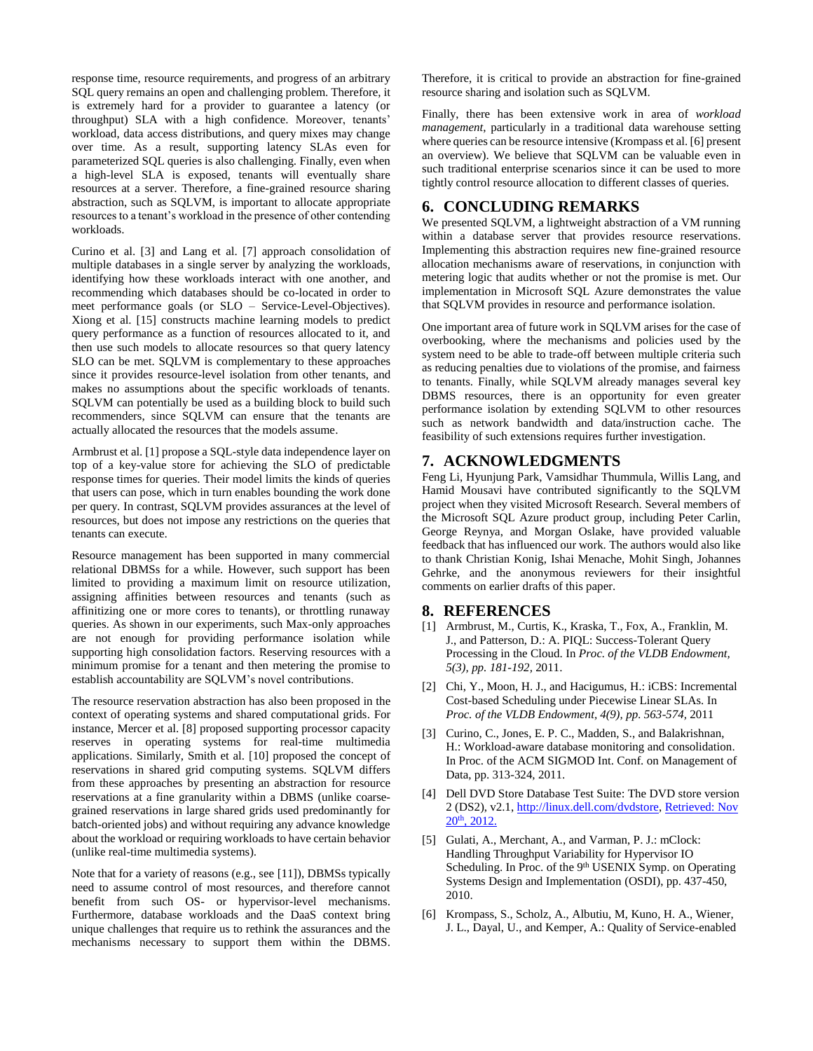response time, resource requirements, and progress of an arbitrary SQL query remains an open and challenging problem. Therefore, it is extremely hard for a provider to guarantee a latency (or throughput) SLA with a high confidence. Moreover, tenants' workload, data access distributions, and query mixes may change over time. As a result, supporting latency SLAs even for parameterized SQL queries is also challenging. Finally, even when a high-level SLA is exposed, tenants will eventually share resources at a server. Therefore, a fine-grained resource sharing abstraction, such as SQLVM, is important to allocate appropriate resources to a tenant's workload in the presence of other contending workloads.

Curino et al. [3] and Lang et al. [7] approach consolidation of multiple databases in a single server by analyzing the workloads, identifying how these workloads interact with one another, and recommending which databases should be co-located in order to meet performance goals (or SLO – Service-Level-Objectives). Xiong et al. [15] constructs machine learning models to predict query performance as a function of resources allocated to it, and then use such models to allocate resources so that query latency SLO can be met. SQLVM is complementary to these approaches since it provides resource-level isolation from other tenants, and makes no assumptions about the specific workloads of tenants. SQLVM can potentially be used as a building block to build such recommenders, since SQLVM can ensure that the tenants are actually allocated the resources that the models assume.

Armbrust et al. [1] propose a SQL-style data independence layer on top of a key-value store for achieving the SLO of predictable response times for queries. Their model limits the kinds of queries that users can pose, which in turn enables bounding the work done per query. In contrast, SQLVM provides assurances at the level of resources, but does not impose any restrictions on the queries that tenants can execute.

Resource management has been supported in many commercial relational DBMSs for a while. However, such support has been limited to providing a maximum limit on resource utilization, assigning affinities between resources and tenants (such as affinitizing one or more cores to tenants), or throttling runaway queries. As shown in our experiments, such Max-only approaches are not enough for providing performance isolation while supporting high consolidation factors. Reserving resources with a minimum promise for a tenant and then metering the promise to establish accountability are SQLVM's novel contributions.

The resource reservation abstraction has also been proposed in the context of operating systems and shared computational grids. For instance, Mercer et al. [8] proposed supporting processor capacity reserves in operating systems for real-time multimedia applications. Similarly, Smith et al. [10] proposed the concept of reservations in shared grid computing systems. SQLVM differs from these approaches by presenting an abstraction for resource reservations at a fine granularity within a DBMS (unlike coarse-grained reservations in large shared grids used predominantly for batch-oriented jobs) and without requiring any advance knowledge about the workload or requiring workloads to have certain behavior (unlike real-time multimedia systems).

Note that for a variety of reasons (e.g., see [11]), DBMSs typically need to assume control of most resources, and therefore cannot benefit from such OS- or hypervisor-level mechanisms. Furthermore, database workloads and the DaaS context bring unique challenges that require us to rethink the assurances and the mechanisms necessary to support them within the DBMS. Therefore, it is critical to provide an abstraction for fine-grained resource sharing and isolation such as SQLVM.

Finally, there has been extensive work in area of *workload management*, particularly in a traditional data warehouse setting where queries can be resource intensive (Krompass et al. [6] present an overview). We believe that SQLVM can be valuable even in such traditional enterprise scenarios since it can be used to more tightly control resource allocation to different classes of queries.

## 6. CONCLUDING REMARKS

We presented SQLVM, a lightweight abstraction of a VM running within a database server that provides resource reservations. Implementing this abstraction requires new fine-grained resource allocation mechanisms aware of reservations, in conjunction with metering logic that audits whether or not the promise is met. Our implementation in Microsoft SQL Azure demonstrates the value that SQLVM provides in resource and performance isolation.

One important area of future work in SQLVM arises for the case of overbooking, where the mechanisms and policies used by the system need to be able to trade-off between multiple criteria such as reducing penalties due to violations of the promise, and fairness to tenants. Finally, while SQLVM already manages several key DBMS resources, there is an opportunity for even greater performance isolation by extending SQLVM to other resources such as network bandwidth and data/instruction cache. The feasibility of such extensions requires further investigation.

## 7. ACKNOWLEDGMENTS

Feng Li, Hyunjung Park, Vamsidhar Thummula, Willis Lang, and Hamid Mousavi have contributed significantly to the SQLVM project when they visited Microsoft Research. Several members of the Microsoft SQL Azure product group, including Peter Carlin, George Reynya, and Morgan Oslake, have provided valuable feedback that has influenced our work. The authors would also like to thank Christian Konig, Ishai Menache, Mohit Singh, Johannes Gehrke, and the anonymous reviewers for their insightful comments on earlier drafts of this paper.

## 8. REFERENCES

[1] Armbrust, M., Curtis, K., Kraska, T., Fox, A., Franklin, M. J., and Patterson, D.: A. PIQL: Success-Tolerant Query Processing in the Cloud. In *Proc. of the VLDB Endowment, 5(3), pp. 181-192,* 2011.

[2] Chi, Y., Moon, H. J., and Hacigumus, H.: iCBS: Incremental Cost-based Scheduling under Piecewise Linear SLAs. In *Proc. of the VLDB Endowment, 4(9), pp. 563-574,* 2011

[3] Curino, C., Jones, E. P. C., Madden, S., and Balakrishnan, H.: Workload-aware database monitoring and consolidation. In Proc. of the ACM SIGMOD Int. Conf. on Management of Data, pp. 313-324, 2011.

[4] Dell DVD Store Database Test Suite: The DVD store version 2 (DS2), v2.1, http://linux.dell.com/dvdstore, Retrieved: Nov 20th, 2012.

[5] Gulati, A., Merchant, A., and Varman, P. J.: mClock: Handling Throughput Variability for Hypervisor IO Scheduling. In Proc. of the 9th USENIX Symp. on Operating Systems Design and Implementation (OSDI), pp. 437-450, 2010.

[6] Krompass, S., Scholz, A., Albutiu, M, Kuno, H. A., Wiener, J. L., Dayal, U., and Kemper, A.: Quality of Service-enabled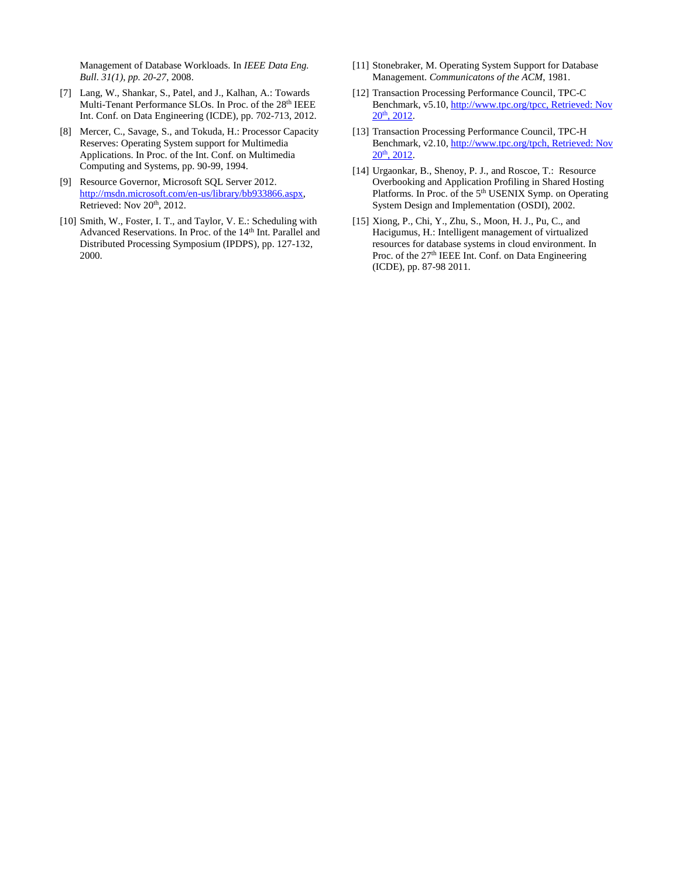Management of Database Workloads. In *IEEE Data Eng. Bull. 31(1), pp. 20-27*, 2008.

[7] Lang, W., Shankar, S., Patel, and J., Kalhan, A.: Towards Multi-Tenant Performance SLOs. In Proc. of the 28th IEEE Int. Conf. on Data Engineering (ICDE), pp. 702-713, 2012.

[8] Mercer, C., Savage, S., and Tokuda, H.: Processor Capacity Reserves: Operating System support for Multimedia Applications. In Proc. of the Int. Conf. on Multimedia Computing and Systems, pp. 90-99, 1994.

[9] Resource Governor, Microsoft SQL Server 2012. http://msdn.microsoft.com/en-us/library/bb933866.aspx, Retrieved: Nov 20th, 2012.

[10] Smith, W., Foster, I. T., and Taylor, V. E.: Scheduling with Advanced Reservations. In Proc. of the 14th Int. Parallel and Distributed Processing Symposium (IPDPS), pp. 127-132, 2000.

[11] Stonebraker, M. Operating System Support for Database Management. *Communicatons of the ACM*, 1981.

[12] Transaction Processing Performance Council, TPC-C Benchmark, v5.10, http://www.tpc.org/tpcc, Retrieved: Nov 20th, 2012.

[13] Transaction Processing Performance Council, TPC-H Benchmark, v2.10, http://www.tpc.org/tpch, Retrieved: Nov 20th, 2012.

[14] Urgaonkar, B., Shenoy, P. J., and Roscoe, T.: Resource Overbooking and Application Profiling in Shared Hosting Platforms. In Proc. of the 5th USENIX Symp. on Operating System Design and Implementation (OSDI), 2002.

[15] Xiong, P., Chi, Y., Zhu, S., Moon, H. J., Pu, C., and Hacigumus, H.: Intelligent management of virtualized resources for database systems in cloud environment. In Proc. of the 27th IEEE Int. Conf. on Data Engineering (ICDE), pp. 87-98 2011.